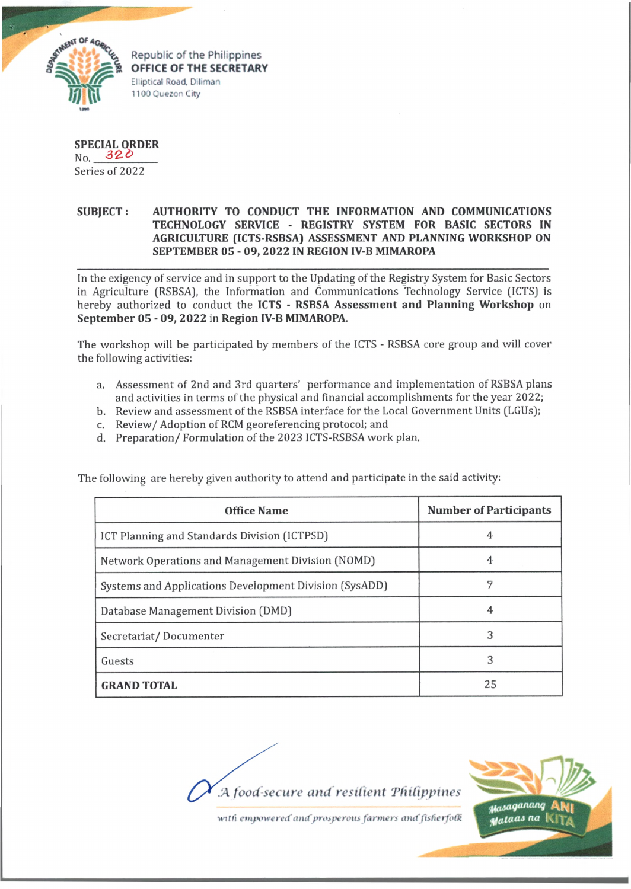Republic of the Philippines
**OFFICE OF THE SECRETARY**
Elliptical Road, Diliman
1100 Quezon City

**SPECIAL ORDER**
No. 320
Series of 2022

**SUBJECT : AUTHORITY TO CONDUCT THE INFORMATION AND COMMUNICATIONS TECHNOLOGY SERVICE - REGISTRY SYSTEM FOR BASIC SECTORS IN AGRICULTURE (ICTS-RSBSA) ASSESSMENT AND PLANNING WORKSHOP ON SEPTEMBER 05 - 09, 2022 IN REGION IV-B MIMAROPA**

In the exigency of service and in support to the Updating of the Registry System for Basic Sectors in Agriculture (RSBSA), the Information and Communications Technology Service (ICTS) is hereby authorized to conduct the **ICTS - RSBSA Assessment and Planning Workshop** on **September 05 - 09, 2022** in **Region IV-B MIMAROPA.**

The workshop will be participated by members of the ICTS - RSBSA core group and will cover the following activities:

a. Assessment of 2nd and 3rd quarters' performance and implementation of RSBSA plans and activities in terms of the physical and financial accomplishments for the year 2022;
b. Review and assessment of the RSBSA interface for the Local Government Units (LGUs);
c. Review/ Adoption of RCM georeferencing protocol; and
d. Preparation/ Formulation of the 2023 ICTS-RSBSA work plan.

The following are hereby given authority to attend and participate in the said activity:

| Office Name | Number of Participants |
|---|---|
| ICT Planning and Standards Division (ICTPSD) | 4 |
| Network Operations and Management Division (NOMD) | 4 |
| Systems and Applications Development Division (SysADD) | 7 |
| Database Management Division (DMD) | 4 |
| Secretariat/ Documenter | 3 |
| Guests | 3 |
| **GRAND TOTAL** | 25 |

*A food-secure and resilient Philippines*
*with empowered and prosperous farmers and fisherfolk*

Masaganang ANI Mataas na KITA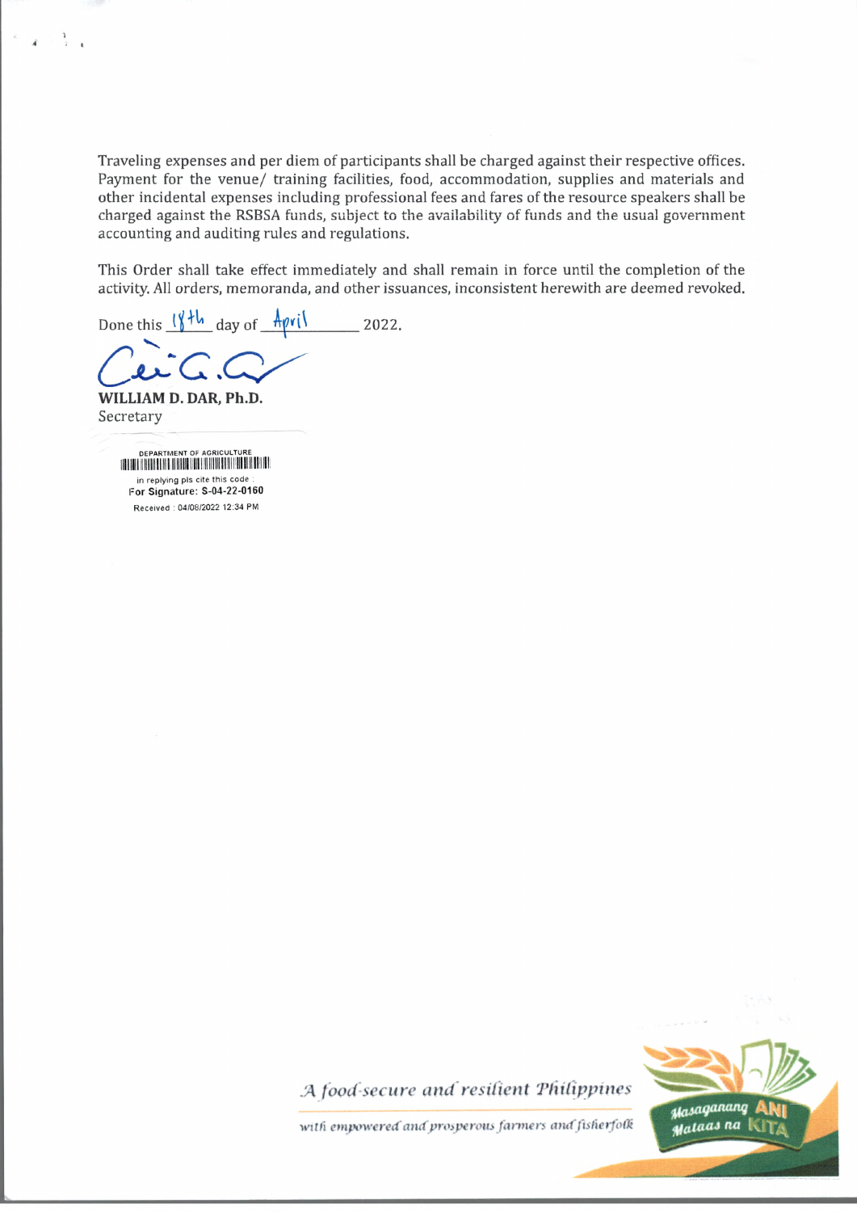Traveling expenses and per diem of participants shall be charged against their respective offices. Payment for the venue/ training facilities, food, accommodation, supplies and materials and other incidental expenses including professional fees and fares of the resource speakers shall be charged against the RSBSA funds, subject to the availability of funds and the usual government accounting and auditing rules and regulations.

This Order shall take effect immediately and shall remain in force until the completion of the activity. All orders, memoranda, and other issuances, inconsistent herewith are deemed revoked.

Done this 18th day of April 2022.

**WILLIAM D. DAR, Ph.D.**
Secretary

DEPARTMENT OF AGRICULTURE
in replying pls cite this code :
**For Signature: S-04-22-0160**
Received : 04/08/2022 12:34 PM

*A food-secure and resilient Philippines*
*with empowered and prosperous farmers and fisherfolk*

Masaganang ANI Mataas na KITA